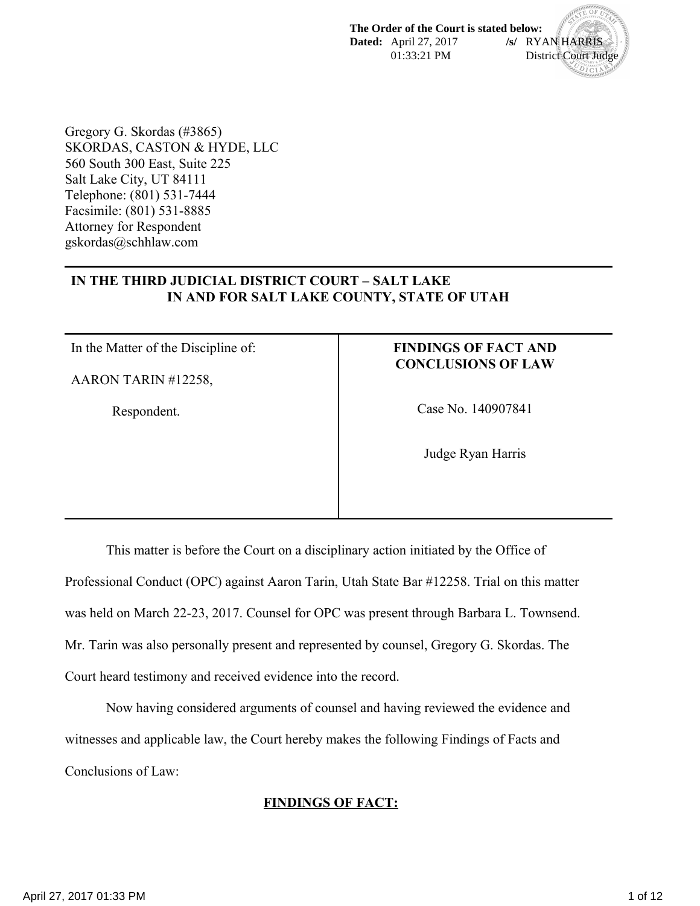**The Order of the Court is stated below:**
**Dated:** April 27, 2017 01:33:21 PM **/s/** RYAN HARRIS District Court Judge

Gregory G. Skordas (#3865)
SKORDAS, CASTON & HYDE, LLC
560 South 300 East, Suite 225
Salt Lake City, UT 84111
Telephone: (801) 531-7444
Facsimile: (801) 531-8885
Attorney for Respondent
gskordas@schhlaw.com

**IN THE THIRD JUDICIAL DISTRICT COURT – SALT LAKE
IN AND FOR SALT LAKE COUNTY, STATE OF UTAH**

| | |
|---|---|
| In the Matter of the Discipline of:<br><br>AARON TARIN #12258,<br><br>Respondent. | **FINDINGS OF FACT AND CONCLUSIONS OF LAW**<br><br>Case No. 140907841<br><br>Judge Ryan Harris |

This matter is before the Court on a disciplinary action initiated by the Office of Professional Conduct (OPC) against Aaron Tarin, Utah State Bar #12258. Trial on this matter was held on March 22-23, 2017. Counsel for OPC was present through Barbara L. Townsend. Mr. Tarin was also personally present and represented by counsel, Gregory G. Skordas. The Court heard testimony and received evidence into the record.

Now having considered arguments of counsel and having reviewed the evidence and witnesses and applicable law, the Court hereby makes the following Findings of Facts and Conclusions of Law:

**FINDINGS OF FACT:**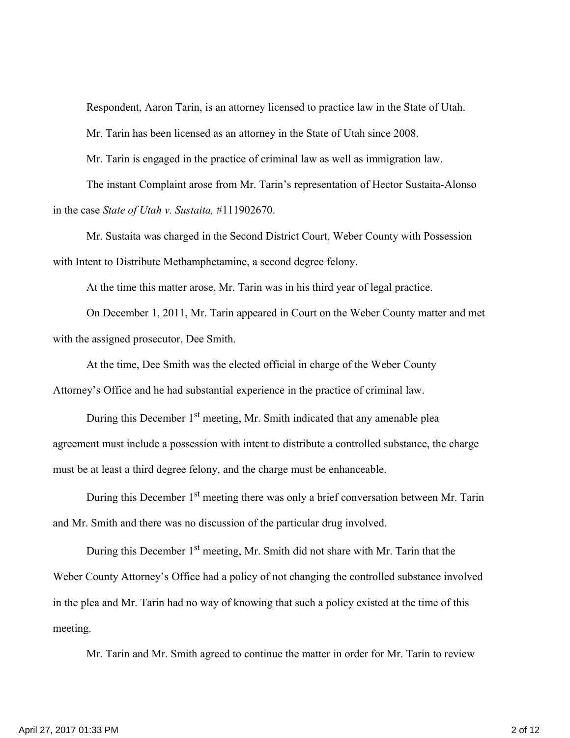Respondent, Aaron Tarin, is an attorney licensed to practice law in the State of Utah.

Mr. Tarin has been licensed as an attorney in the State of Utah since 2008.

Mr. Tarin is engaged in the practice of criminal law as well as immigration law.

The instant Complaint arose from Mr. Tarin's representation of Hector Sustaita-Alonso in the case *State of Utah v. Sustaita,* #111902670.

Mr. Sustaita was charged in the Second District Court, Weber County with Possession with Intent to Distribute Methamphetamine, a second degree felony.

At the time this matter arose, Mr. Tarin was in his third year of legal practice.

On December 1, 2011, Mr. Tarin appeared in Court on the Weber County matter and met with the assigned prosecutor, Dee Smith.

At the time, Dee Smith was the elected official in charge of the Weber County Attorney's Office and he had substantial experience in the practice of criminal law.

During this December 1st meeting, Mr. Smith indicated that any amenable plea agreement must include a possession with intent to distribute a controlled substance, the charge must be at least a third degree felony, and the charge must be enhanceable.

During this December 1st meeting there was only a brief conversation between Mr. Tarin and Mr. Smith and there was no discussion of the particular drug involved.

During this December 1st meeting, Mr. Smith did not share with Mr. Tarin that the Weber County Attorney's Office had a policy of not changing the controlled substance involved in the plea and Mr. Tarin had no way of knowing that such a policy existed at the time of this meeting.

Mr. Tarin and Mr. Smith agreed to continue the matter in order for Mr. Tarin to review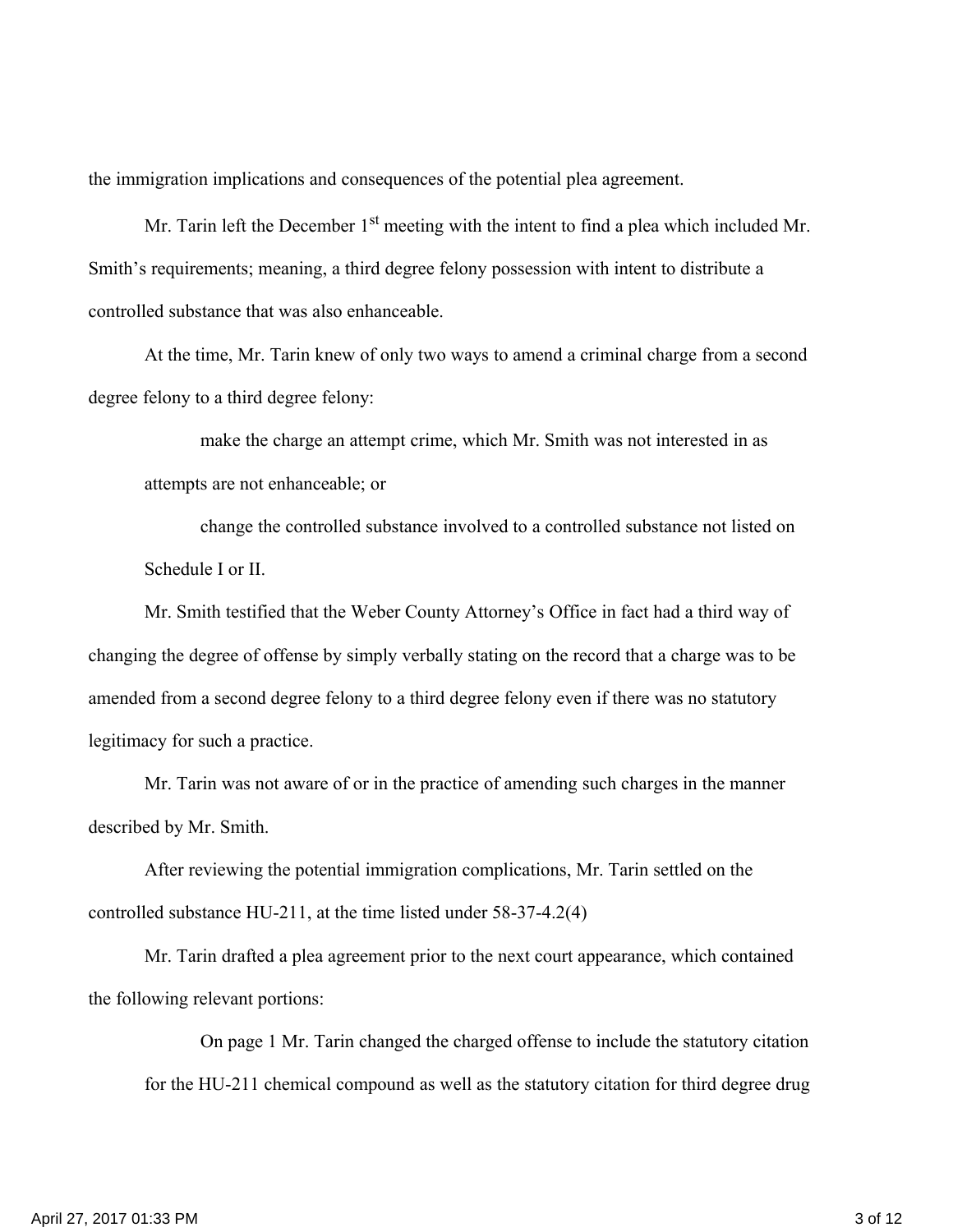the immigration implications and consequences of the potential plea agreement.

Mr. Tarin left the December 1st meeting with the intent to find a plea which included Mr. Smith's requirements; meaning, a third degree felony possession with intent to distribute a controlled substance that was also enhanceable.

At the time, Mr. Tarin knew of only two ways to amend a criminal charge from a second degree felony to a third degree felony:

> make the charge an attempt crime, which Mr. Smith was not interested in as attempts are not enhanceable; or
>
> change the controlled substance involved to a controlled substance not listed on Schedule I or II.

Mr. Smith testified that the Weber County Attorney's Office in fact had a third way of changing the degree of offense by simply verbally stating on the record that a charge was to be amended from a second degree felony to a third degree felony even if there was no statutory legitimacy for such a practice.

Mr. Tarin was not aware of or in the practice of amending such charges in the manner described by Mr. Smith.

After reviewing the potential immigration complications, Mr. Tarin settled on the controlled substance HU-211, at the time listed under 58-37-4.2(4)

Mr. Tarin drafted a plea agreement prior to the next court appearance, which contained the following relevant portions:

> On page 1 Mr. Tarin changed the charged offense to include the statutory citation for the HU-211 chemical compound as well as the statutory citation for third degree drug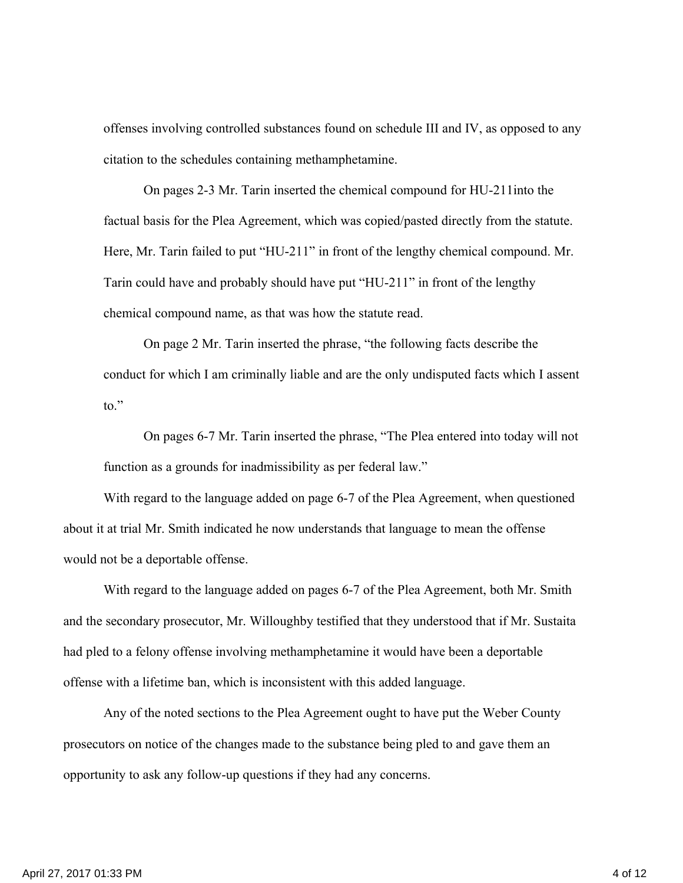offenses involving controlled substances found on schedule III and IV, as opposed to any citation to the schedules containing methamphetamine.

On pages 2-3 Mr. Tarin inserted the chemical compound for HU-211into the factual basis for the Plea Agreement, which was copied/pasted directly from the statute. Here, Mr. Tarin failed to put "HU-211" in front of the lengthy chemical compound. Mr. Tarin could have and probably should have put "HU-211" in front of the lengthy chemical compound name, as that was how the statute read.

On page 2 Mr. Tarin inserted the phrase, "the following facts describe the conduct for which I am criminally liable and are the only undisputed facts which I assent to."

On pages 6-7 Mr. Tarin inserted the phrase, "The Plea entered into today will not function as a grounds for inadmissibility as per federal law."

With regard to the language added on page 6-7 of the Plea Agreement, when questioned about it at trial Mr. Smith indicated he now understands that language to mean the offense would not be a deportable offense.

With regard to the language added on pages 6-7 of the Plea Agreement, both Mr. Smith and the secondary prosecutor, Mr. Willoughby testified that they understood that if Mr. Sustaita had pled to a felony offense involving methamphetamine it would have been a deportable offense with a lifetime ban, which is inconsistent with this added language.

Any of the noted sections to the Plea Agreement ought to have put the Weber County prosecutors on notice of the changes made to the substance being pled to and gave them an opportunity to ask any follow-up questions if they had any concerns.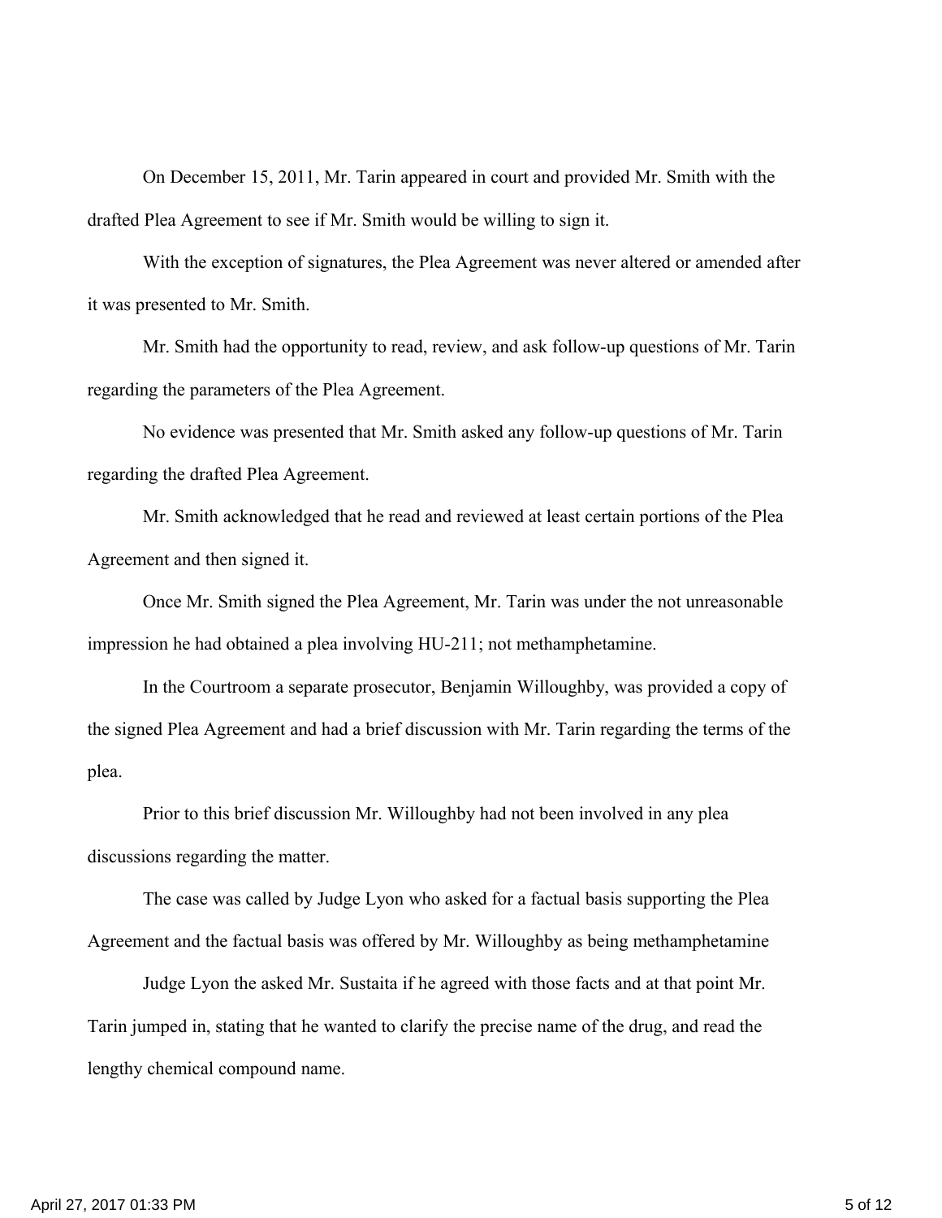On December 15, 2011, Mr. Tarin appeared in court and provided Mr. Smith with the drafted Plea Agreement to see if Mr. Smith would be willing to sign it.

With the exception of signatures, the Plea Agreement was never altered or amended after it was presented to Mr. Smith.

Mr. Smith had the opportunity to read, review, and ask follow-up questions of Mr. Tarin regarding the parameters of the Plea Agreement.

No evidence was presented that Mr. Smith asked any follow-up questions of Mr. Tarin regarding the drafted Plea Agreement.

Mr. Smith acknowledged that he read and reviewed at least certain portions of the Plea Agreement and then signed it.

Once Mr. Smith signed the Plea Agreement, Mr. Tarin was under the not unreasonable impression he had obtained a plea involving HU-211; not methamphetamine.

In the Courtroom a separate prosecutor, Benjamin Willoughby, was provided a copy of the signed Plea Agreement and had a brief discussion with Mr. Tarin regarding the terms of the plea.

Prior to this brief discussion Mr. Willoughby had not been involved in any plea discussions regarding the matter.

The case was called by Judge Lyon who asked for a factual basis supporting the Plea Agreement and the factual basis was offered by Mr. Willoughby as being methamphetamine

Judge Lyon the asked Mr. Sustaita if he agreed with those facts and at that point Mr. Tarin jumped in, stating that he wanted to clarify the precise name of the drug, and read the lengthy chemical compound name.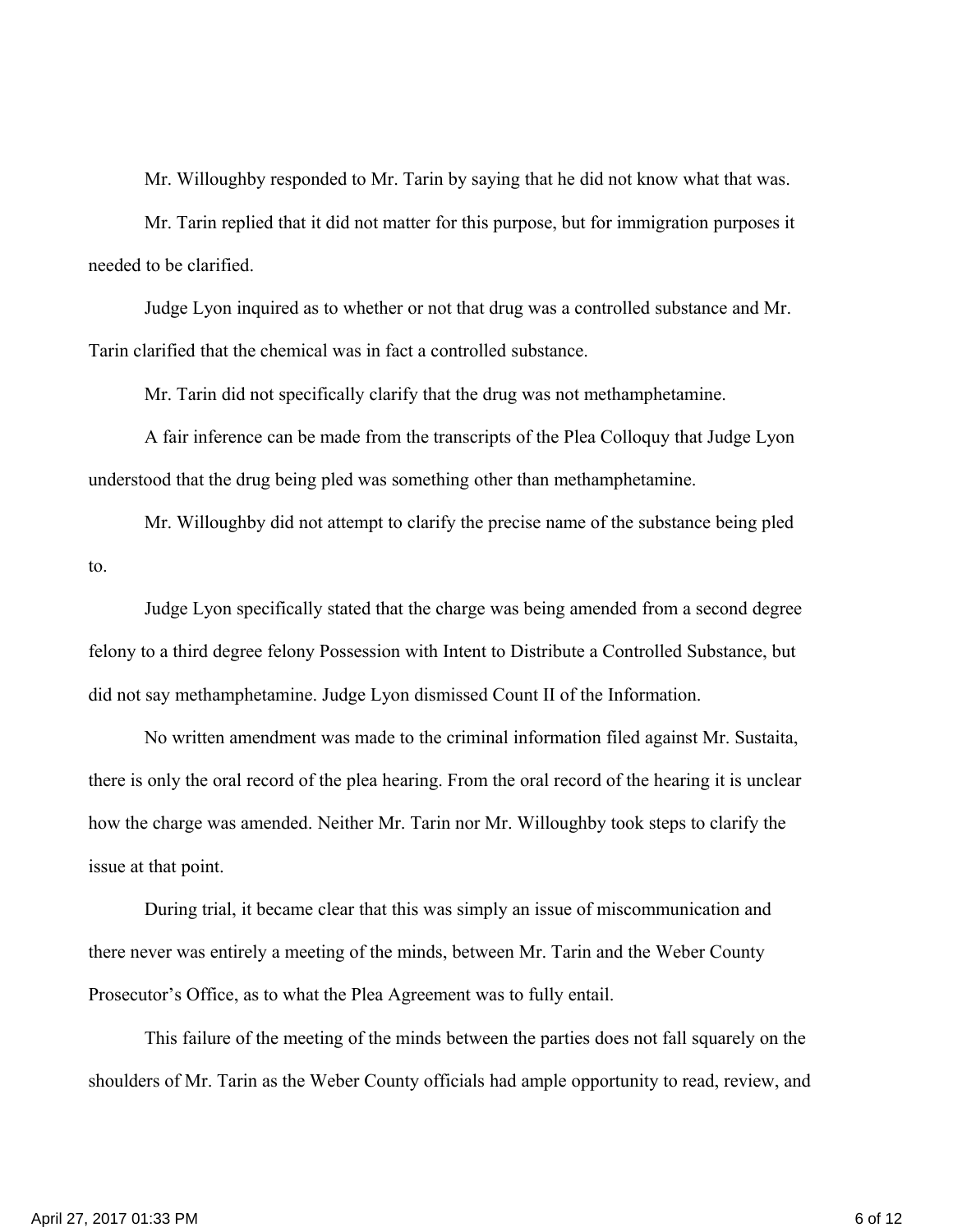Mr. Willoughby responded to Mr. Tarin by saying that he did not know what that was.

Mr. Tarin replied that it did not matter for this purpose, but for immigration purposes it needed to be clarified.

Judge Lyon inquired as to whether or not that drug was a controlled substance and Mr. Tarin clarified that the chemical was in fact a controlled substance.

Mr. Tarin did not specifically clarify that the drug was not methamphetamine.

A fair inference can be made from the transcripts of the Plea Colloquy that Judge Lyon understood that the drug being pled was something other than methamphetamine.

Mr. Willoughby did not attempt to clarify the precise name of the substance being pled to.

Judge Lyon specifically stated that the charge was being amended from a second degree felony to a third degree felony Possession with Intent to Distribute a Controlled Substance, but did not say methamphetamine. Judge Lyon dismissed Count II of the Information.

No written amendment was made to the criminal information filed against Mr. Sustaita, there is only the oral record of the plea hearing. From the oral record of the hearing it is unclear how the charge was amended. Neither Mr. Tarin nor Mr. Willoughby took steps to clarify the issue at that point.

During trial, it became clear that this was simply an issue of miscommunication and there never was entirely a meeting of the minds, between Mr. Tarin and the Weber County Prosecutor's Office, as to what the Plea Agreement was to fully entail.

This failure of the meeting of the minds between the parties does not fall squarely on the shoulders of Mr. Tarin as the Weber County officials had ample opportunity to read, review, and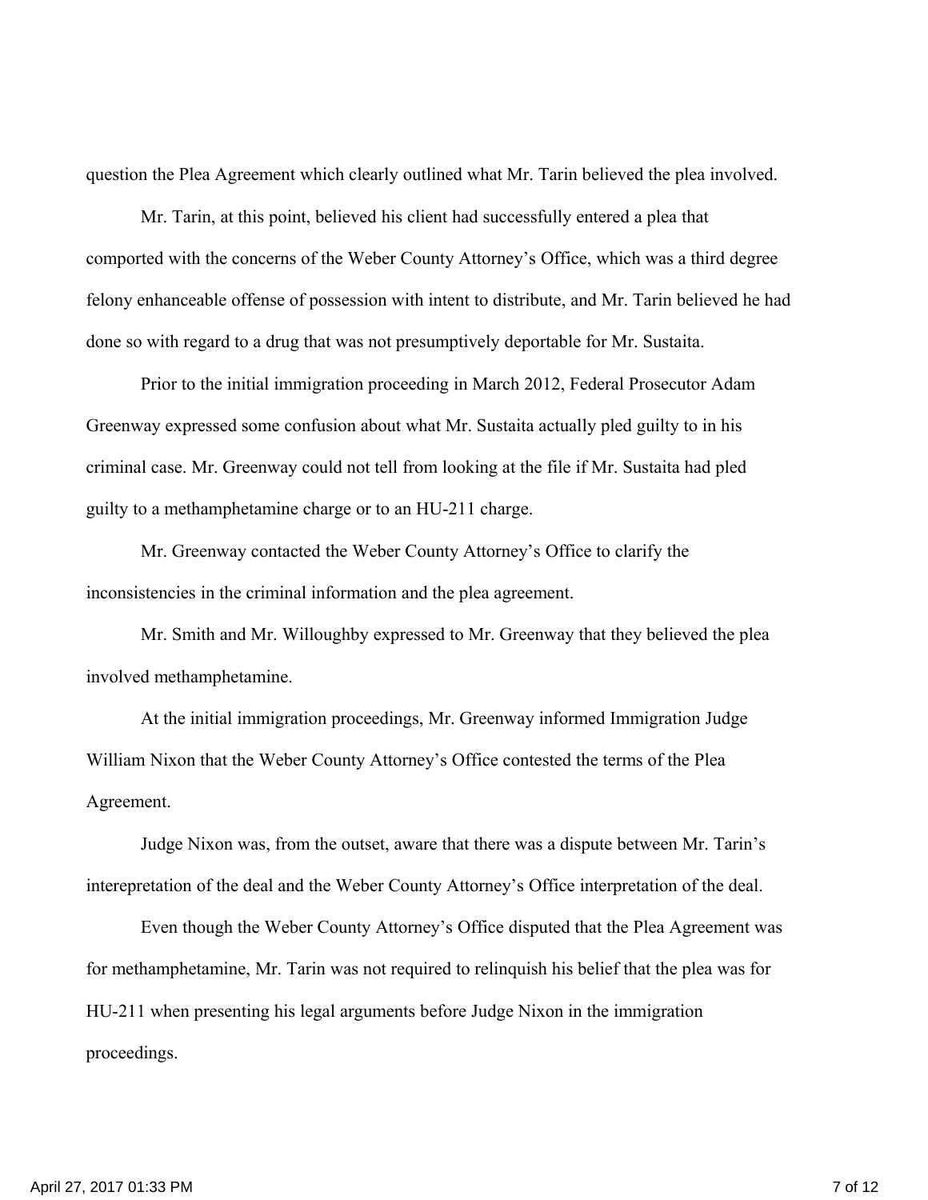question the Plea Agreement which clearly outlined what Mr. Tarin believed the plea involved.

Mr. Tarin, at this point, believed his client had successfully entered a plea that comported with the concerns of the Weber County Attorney's Office, which was a third degree felony enhanceable offense of possession with intent to distribute, and Mr. Tarin believed he had done so with regard to a drug that was not presumptively deportable for Mr. Sustaita.

Prior to the initial immigration proceeding in March 2012, Federal Prosecutor Adam Greenway expressed some confusion about what Mr. Sustaita actually pled guilty to in his criminal case. Mr. Greenway could not tell from looking at the file if Mr. Sustaita had pled guilty to a methamphetamine charge or to an HU-211 charge.

Mr. Greenway contacted the Weber County Attorney's Office to clarify the inconsistencies in the criminal information and the plea agreement.

Mr. Smith and Mr. Willoughby expressed to Mr. Greenway that they believed the plea involved methamphetamine.

At the initial immigration proceedings, Mr. Greenway informed Immigration Judge William Nixon that the Weber County Attorney's Office contested the terms of the Plea Agreement.

Judge Nixon was, from the outset, aware that there was a dispute between Mr. Tarin's interepretation of the deal and the Weber County Attorney's Office interpretation of the deal.

Even though the Weber County Attorney's Office disputed that the Plea Agreement was for methamphetamine, Mr. Tarin was not required to relinquish his belief that the plea was for HU-211 when presenting his legal arguments before Judge Nixon in the immigration proceedings.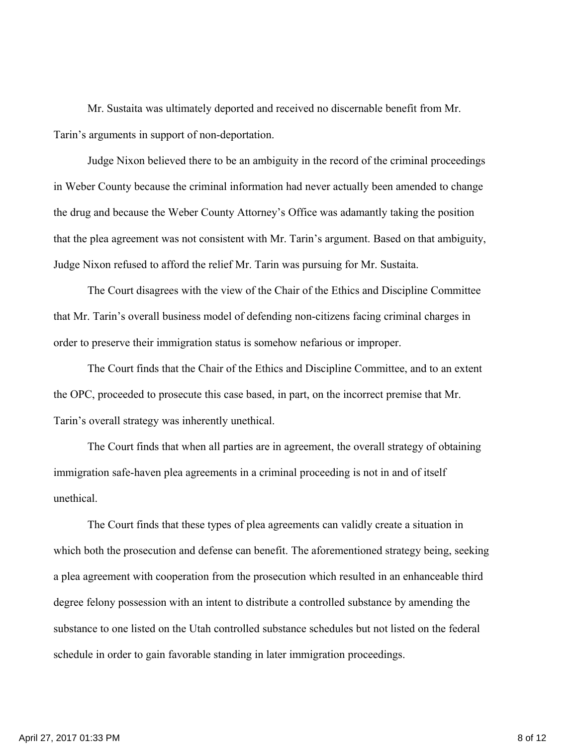Mr. Sustaita was ultimately deported and received no discernable benefit from Mr. Tarin's arguments in support of non-deportation.

Judge Nixon believed there to be an ambiguity in the record of the criminal proceedings in Weber County because the criminal information had never actually been amended to change the drug and because the Weber County Attorney's Office was adamantly taking the position that the plea agreement was not consistent with Mr. Tarin's argument. Based on that ambiguity, Judge Nixon refused to afford the relief Mr. Tarin was pursuing for Mr. Sustaita.

The Court disagrees with the view of the Chair of the Ethics and Discipline Committee that Mr. Tarin's overall business model of defending non-citizens facing criminal charges in order to preserve their immigration status is somehow nefarious or improper.

The Court finds that the Chair of the Ethics and Discipline Committee, and to an extent the OPC, proceeded to prosecute this case based, in part, on the incorrect premise that Mr. Tarin's overall strategy was inherently unethical.

The Court finds that when all parties are in agreement, the overall strategy of obtaining immigration safe-haven plea agreements in a criminal proceeding is not in and of itself unethical.

The Court finds that these types of plea agreements can validly create a situation in which both the prosecution and defense can benefit. The aforementioned strategy being, seeking a plea agreement with cooperation from the prosecution which resulted in an enhanceable third degree felony possession with an intent to distribute a controlled substance by amending the substance to one listed on the Utah controlled substance schedules but not listed on the federal schedule in order to gain favorable standing in later immigration proceedings.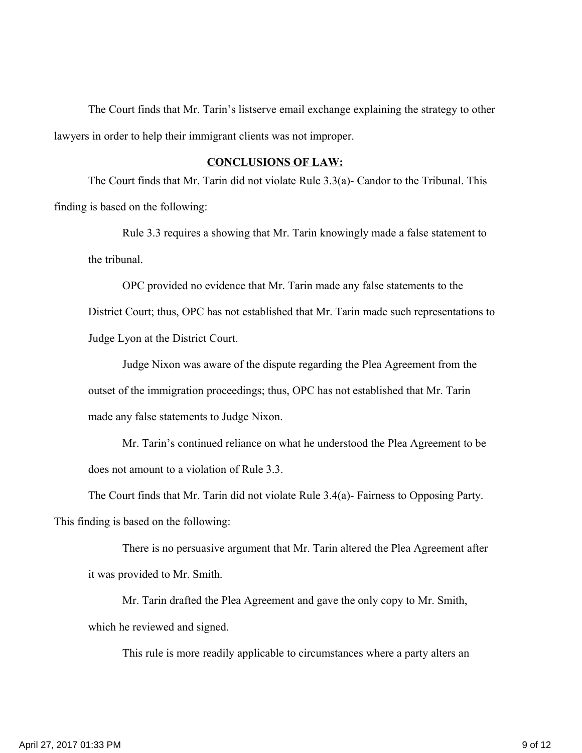The Court finds that Mr. Tarin's listserve email exchange explaining the strategy to other lawyers in order to help their immigrant clients was not improper.

**CONCLUSIONS OF LAW:**

The Court finds that Mr. Tarin did not violate Rule 3.3(a)- Candor to the Tribunal. This finding is based on the following:

> Rule 3.3 requires a showing that Mr. Tarin knowingly made a false statement to the tribunal.
>
> OPC provided no evidence that Mr. Tarin made any false statements to the District Court; thus, OPC has not established that Mr. Tarin made such representations to Judge Lyon at the District Court.
>
> Judge Nixon was aware of the dispute regarding the Plea Agreement from the outset of the immigration proceedings; thus, OPC has not established that Mr. Tarin made any false statements to Judge Nixon.
>
> Mr. Tarin's continued reliance on what he understood the Plea Agreement to be does not amount to a violation of Rule 3.3.

The Court finds that Mr. Tarin did not violate Rule 3.4(a)- Fairness to Opposing Party. This finding is based on the following:

> There is no persuasive argument that Mr. Tarin altered the Plea Agreement after it was provided to Mr. Smith.
>
> Mr. Tarin drafted the Plea Agreement and gave the only copy to Mr. Smith, which he reviewed and signed.
>
> This rule is more readily applicable to circumstances where a party alters an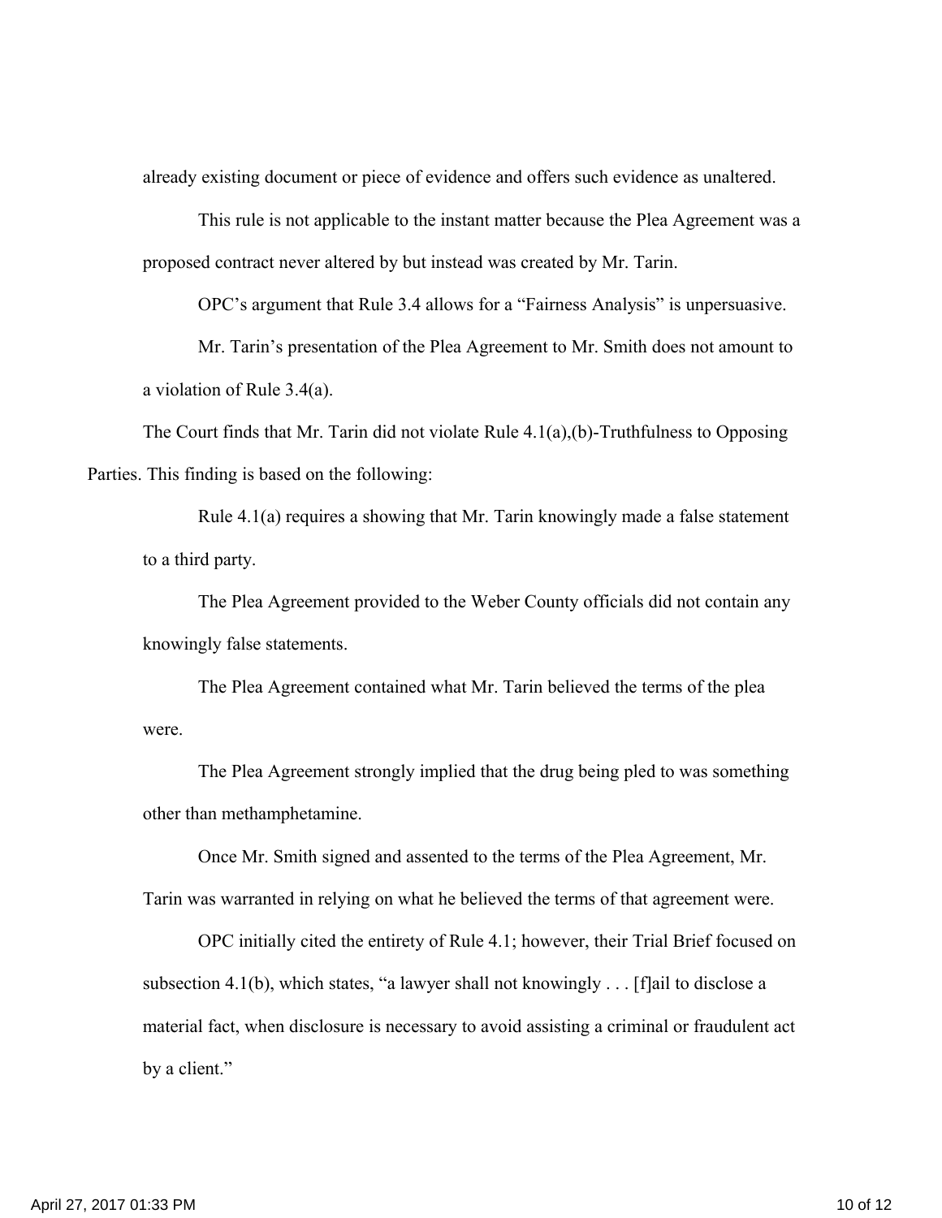already existing document or piece of evidence and offers such evidence as unaltered.

This rule is not applicable to the instant matter because the Plea Agreement was a proposed contract never altered by but instead was created by Mr. Tarin.

OPC's argument that Rule 3.4 allows for a "Fairness Analysis" is unpersuasive.

Mr. Tarin's presentation of the Plea Agreement to Mr. Smith does not amount to a violation of Rule 3.4(a).

The Court finds that Mr. Tarin did not violate Rule 4.1(a),(b)-Truthfulness to Opposing Parties. This finding is based on the following:

Rule 4.1(a) requires a showing that Mr. Tarin knowingly made a false statement to a third party.

The Plea Agreement provided to the Weber County officials did not contain any knowingly false statements.

The Plea Agreement contained what Mr. Tarin believed the terms of the plea were.

The Plea Agreement strongly implied that the drug being pled to was something other than methamphetamine.

Once Mr. Smith signed and assented to the terms of the Plea Agreement, Mr. Tarin was warranted in relying on what he believed the terms of that agreement were.

OPC initially cited the entirety of Rule 4.1; however, their Trial Brief focused on subsection 4.1(b), which states, "a lawyer shall not knowingly . . . [f]ail to disclose a material fact, when disclosure is necessary to avoid assisting a criminal or fraudulent act by a client."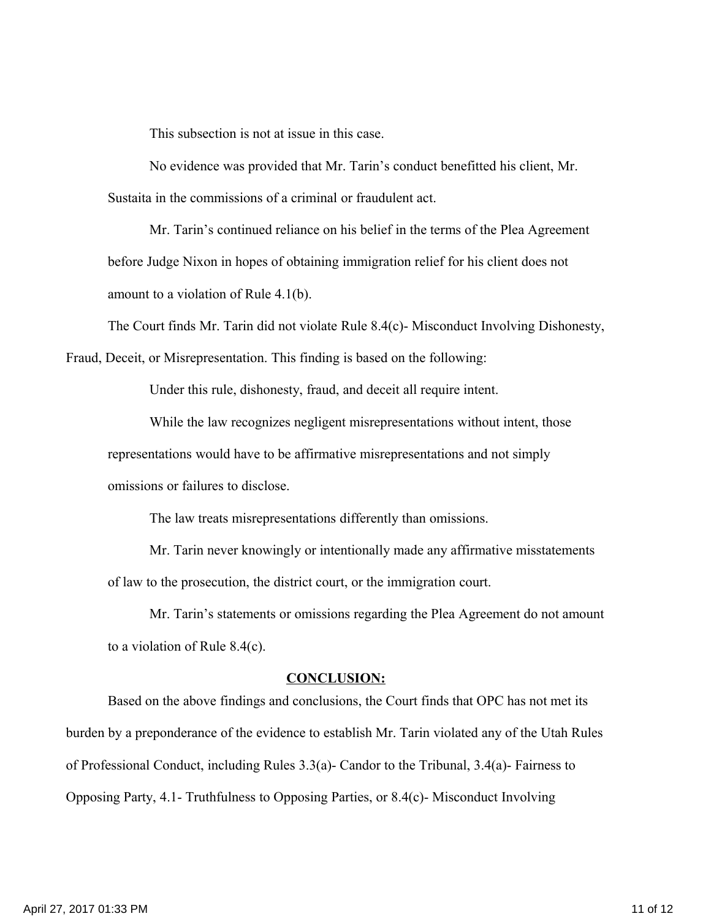This subsection is not at issue in this case.

No evidence was provided that Mr. Tarin's conduct benefitted his client, Mr. Sustaita in the commissions of a criminal or fraudulent act.

Mr. Tarin's continued reliance on his belief in the terms of the Plea Agreement before Judge Nixon in hopes of obtaining immigration relief for his client does not amount to a violation of Rule 4.1(b).

The Court finds Mr. Tarin did not violate Rule 8.4(c)- Misconduct Involving Dishonesty, Fraud, Deceit, or Misrepresentation. This finding is based on the following:

Under this rule, dishonesty, fraud, and deceit all require intent.

While the law recognizes negligent misrepresentations without intent, those representations would have to be affirmative misrepresentations and not simply omissions or failures to disclose.

The law treats misrepresentations differently than omissions.

Mr. Tarin never knowingly or intentionally made any affirmative misstatements of law to the prosecution, the district court, or the immigration court.

Mr. Tarin's statements or omissions regarding the Plea Agreement do not amount to a violation of Rule 8.4(c).

## CONCLUSION:

Based on the above findings and conclusions, the Court finds that OPC has not met its burden by a preponderance of the evidence to establish Mr. Tarin violated any of the Utah Rules of Professional Conduct, including Rules 3.3(a)- Candor to the Tribunal, 3.4(a)- Fairness to Opposing Party, 4.1- Truthfulness to Opposing Parties, or 8.4(c)- Misconduct Involving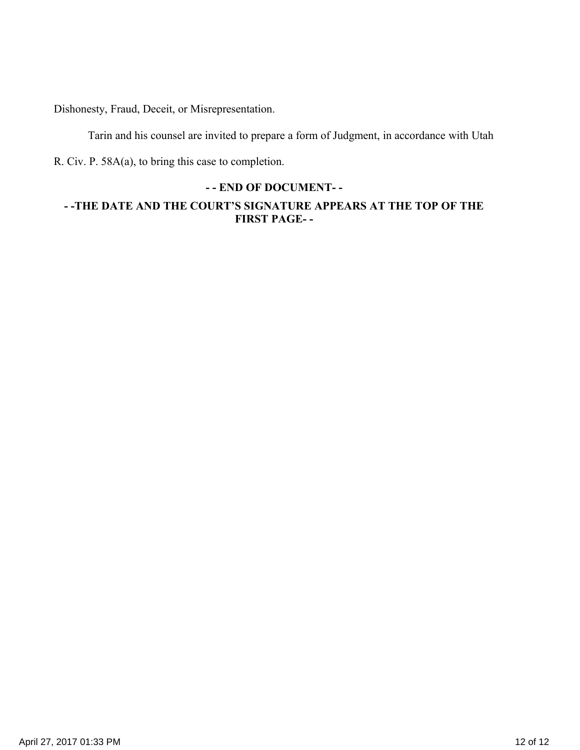Dishonesty, Fraud, Deceit, or Misrepresentation.

Tarin and his counsel are invited to prepare a form of Judgment, in accordance with Utah R. Civ. P. 58A(a), to bring this case to completion.

**- - END OF DOCUMENT- -**

**- -THE DATE AND THE COURT'S SIGNATURE APPEARS AT THE TOP OF THE FIRST PAGE- -**